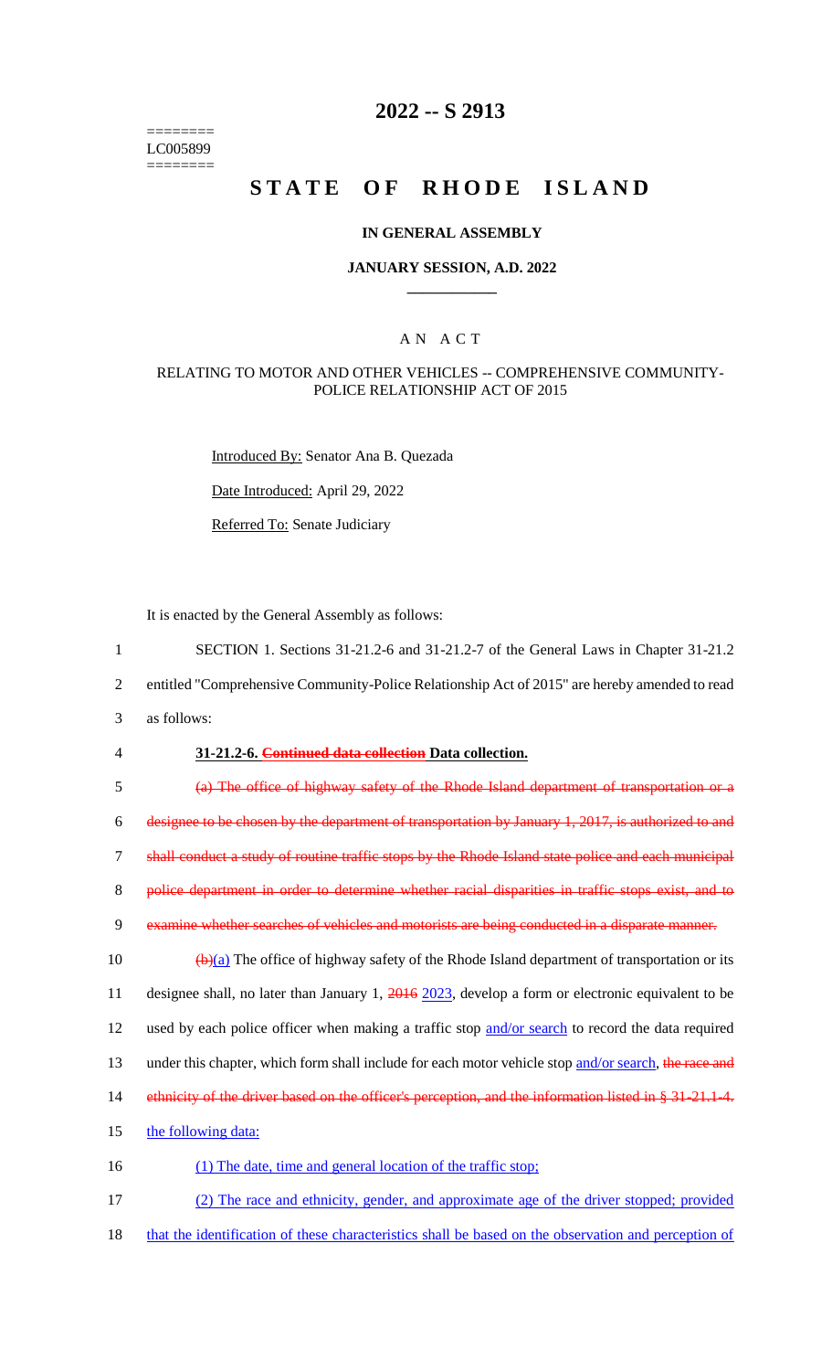========
LC005899
========

# 2022 -- S 2913

# STATE OF RHODE ISLAND

## IN GENERAL ASSEMBLY

## JANUARY SESSION, A.D. 2022

## A N A C T

### RELATING TO MOTOR AND OTHER VEHICLES -- COMPREHENSIVE COMMUNITY-POLICE RELATIONSHIP ACT OF 2015

Introduced By: Senator Ana B. Quezada

Date Introduced: April 29, 2022

Referred To: Senate Judiciary

It is enacted by the General Assembly as follows:

1 SECTION 1. Sections 31-21.2-6 and 31-21.2-7 of the General Laws in Chapter 31-21.2
2 entitled "Comprehensive Community-Police Relationship Act of 2015" are hereby amended to read
3 as follows:

4 **31-21.2-6. ~~Continued data collection~~ Data collection.**

5 ~~(a) The office of highway safety of the Rhode Island department of transportation or a~~
6 ~~designee to be chosen by the department of transportation by January 1, 2017, is authorized to and~~
7 ~~shall conduct a study of routine traffic stops by the Rhode Island state police and each municipal~~
8 ~~police department in order to determine whether racial disparities in traffic stops exist, and to~~
9 ~~examine whether searches of vehicles and motorists are being conducted in a disparate manner.~~

10 ~~(b)~~<u>(a)</u> The office of highway safety of the Rhode Island department of transportation or its
11 designee shall, no later than January 1, ~~2016~~ <u>2023</u>, develop a form or electronic equivalent to be
12 used by each police officer when making a traffic stop <u>and/or search</u> to record the data required
13 under this chapter, which form shall include for each motor vehicle stop <u>and/or search</u>, ~~the race and~~
14 ~~ethnicity of the driver based on the officer's perception, and the information listed in § 31-21.1-4.~~
15 <u>the following data:</u>

16 <u>(1) The date, time and general location of the traffic stop;</u>

17 <u>(2) The race and ethnicity, gender, and approximate age of the driver stopped; provided</u>
18 <u>that the identification of these characteristics shall be based on the observation and perception of</u>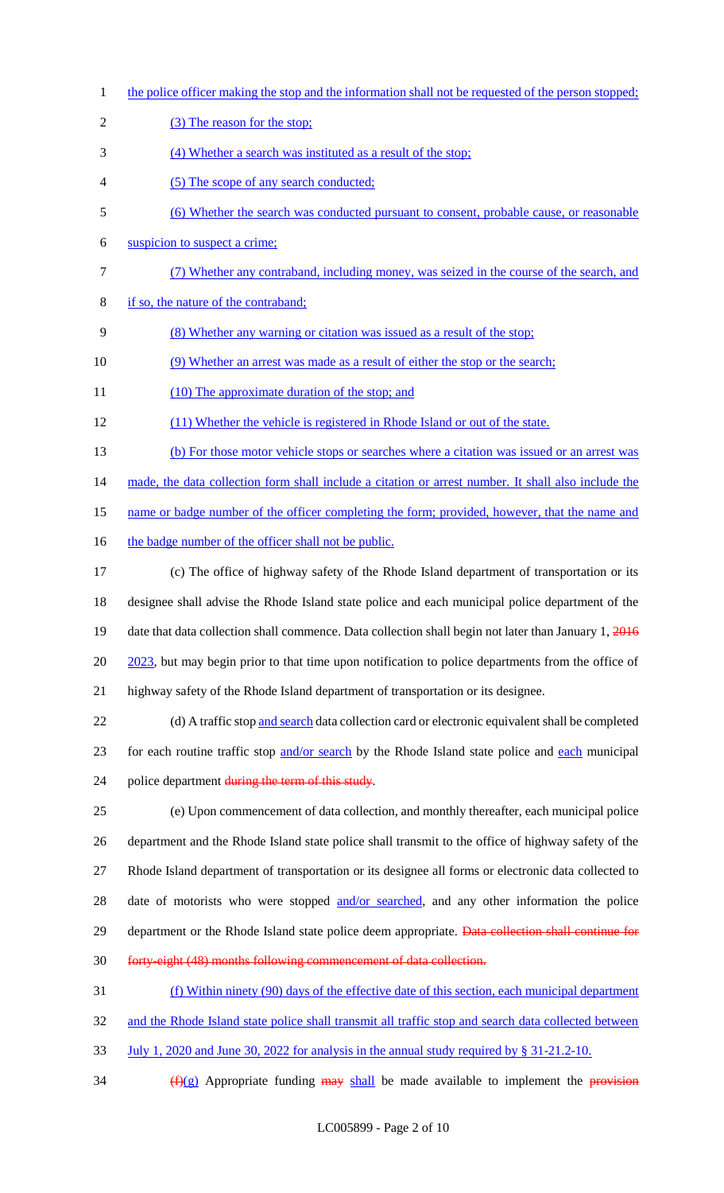the police officer making the stop and the information shall not be requested of the person stopped;

(3) The reason for the stop;

(4) Whether a search was instituted as a result of the stop;

(5) The scope of any search conducted;

(6) Whether the search was conducted pursuant to consent, probable cause, or reasonable suspicion to suspect a crime;

(7) Whether any contraband, including money, was seized in the course of the search, and if so, the nature of the contraband;

(8) Whether any warning or citation was issued as a result of the stop;

(9) Whether an arrest was made as a result of either the stop or the search;

(10) The approximate duration of the stop; and

(11) Whether the vehicle is registered in Rhode Island or out of the state.

(b) For those motor vehicle stops or searches where a citation was issued or an arrest was made, the data collection form shall include a citation or arrest number. It shall also include the name or badge number of the officer completing the form; provided, however, that the name and the badge number of the officer shall not be public.

(c) The office of highway safety of the Rhode Island department of transportation or its designee shall advise the Rhode Island state police and each municipal police department of the date that data collection shall commence. Data collection shall begin not later than January 1, ~~2016~~ 2023, but may begin prior to that time upon notification to police departments from the office of highway safety of the Rhode Island department of transportation or its designee.

(d) A traffic stop and search data collection card or electronic equivalent shall be completed for each routine traffic stop and/or search by the Rhode Island state police and each municipal police department ~~during the term of this study~~.

(e) Upon commencement of data collection, and monthly thereafter, each municipal police department and the Rhode Island state police shall transmit to the office of highway safety of the Rhode Island department of transportation or its designee all forms or electronic data collected to date of motorists who were stopped and/or searched, and any other information the police department or the Rhode Island state police deem appropriate. ~~Data collection shall continue for forty-eight (48) months following commencement of data collection.~~

(f) Within ninety (90) days of the effective date of this section, each municipal department and the Rhode Island state police shall transmit all traffic stop and search data collected between July 1, 2020 and June 30, 2022 for analysis in the annual study required by § 31-21.2-10.

~~(f)~~(g) Appropriate funding ~~may~~ shall be made available to implement the ~~provision~~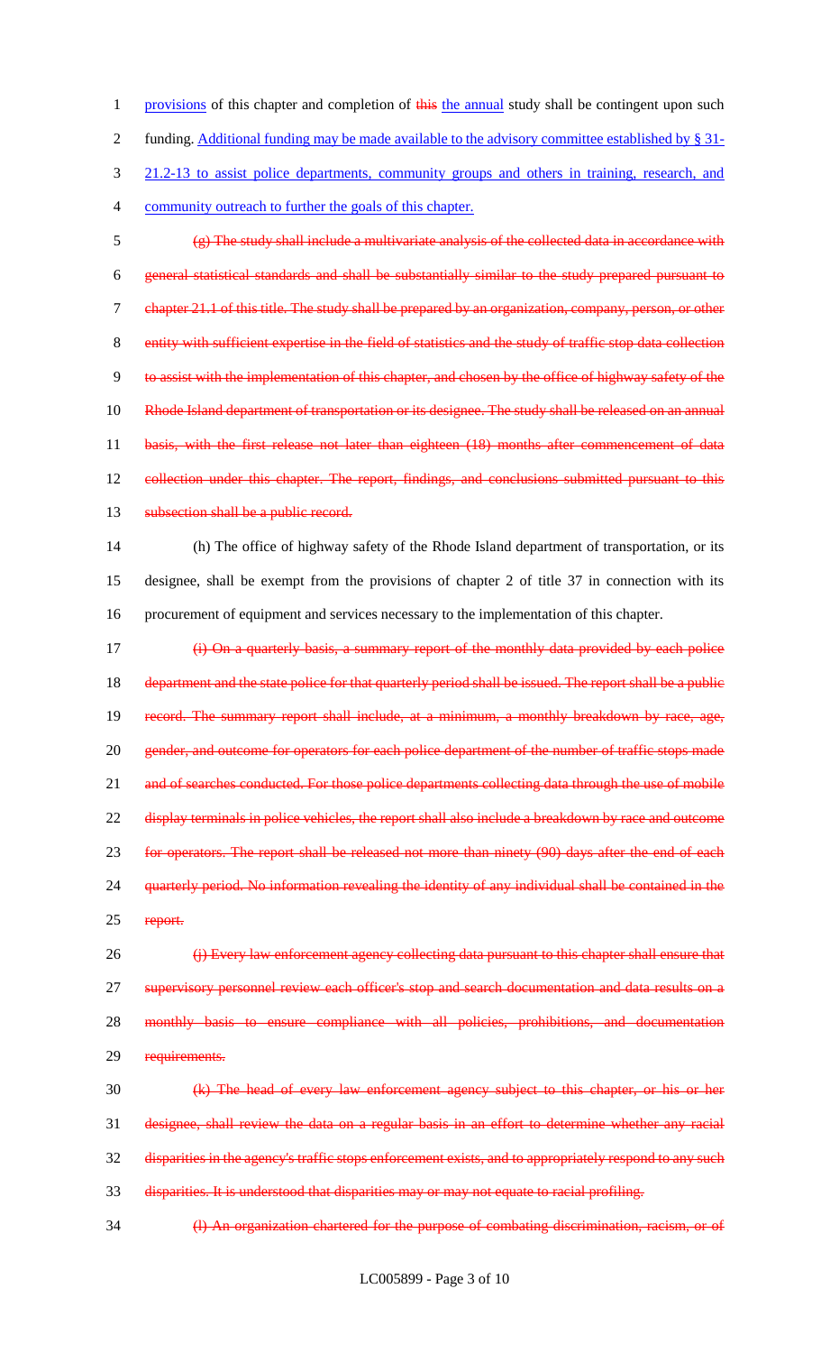provisions of this chapter and completion of ~~this~~ the annual study shall be contingent upon such funding. Additional funding may be made available to the advisory committee established by § 31-21.2-13 to assist police departments, community groups and others in training, research, and community outreach to further the goals of this chapter.

~~(g) The study shall include a multivariate analysis of the collected data in accordance with general statistical standards and shall be substantially similar to the study prepared pursuant to chapter 21.1 of this title. The study shall be prepared by an organization, company, person, or other entity with sufficient expertise in the field of statistics and the study of traffic stop data collection to assist with the implementation of this chapter, and chosen by the office of highway safety of the Rhode Island department of transportation or its designee. The study shall be released on an annual basis, with the first release not later than eighteen (18) months after commencement of data collection under this chapter. The report, findings, and conclusions submitted pursuant to this subsection shall be a public record.~~

(h) The office of highway safety of the Rhode Island department of transportation, or its designee, shall be exempt from the provisions of chapter 2 of title 37 in connection with its procurement of equipment and services necessary to the implementation of this chapter.

~~(i) On a quarterly basis, a summary report of the monthly data provided by each police department and the state police for that quarterly period shall be issued. The report shall be a public record. The summary report shall include, at a minimum, a monthly breakdown by race, age, gender, and outcome for operators for each police department of the number of traffic stops made and of searches conducted. For those police departments collecting data through the use of mobile display terminals in police vehicles, the report shall also include a breakdown by race and outcome for operators. The report shall be released not more than ninety (90) days after the end of each quarterly period. No information revealing the identity of any individual shall be contained in the report.~~

~~(j) Every law enforcement agency collecting data pursuant to this chapter shall ensure that supervisory personnel review each officer's stop and search documentation and data results on a monthly basis to ensure compliance with all policies, prohibitions, and documentation requirements.~~

~~(k) The head of every law enforcement agency subject to this chapter, or his or her designee, shall review the data on a regular basis in an effort to determine whether any racial disparities in the agency's traffic stops enforcement exists, and to appropriately respond to any such disparities. It is understood that disparities may or may not equate to racial profiling.~~

~~(l) An organization chartered for the purpose of combating discrimination, racism, or of~~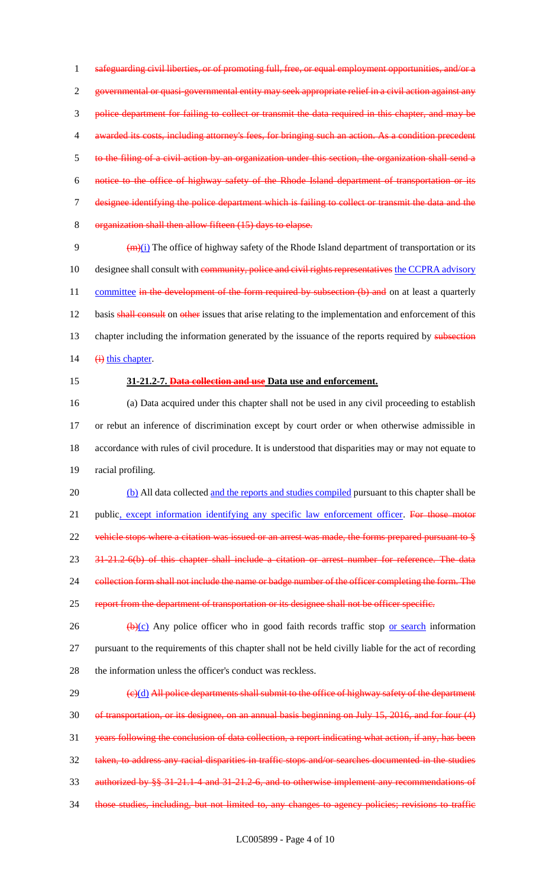safeguarding civil liberties, or of promoting full, free, or equal employment opportunities, and/or a governmental or quasi-governmental entity may seek appropriate relief in a civil action against any police department for failing to collect or transmit the data required in this chapter, and may be awarded its costs, including attorney's fees, for bringing such an action. As a condition precedent to the filing of a civil action by an organization under this section, the organization shall send a notice to the office of highway safety of the Rhode Island department of transportation or its designee identifying the police department which is failing to collect or transmit the data and the organization shall then allow fifteen (15) days to elapse.

(m)(i) The office of highway safety of the Rhode Island department of transportation or its designee shall consult with community, police and civil rights representatives the CCPRA advisory committee in the development of the form required by subsection (b) and on at least a quarterly basis shall consult on other issues that arise relating to the implementation and enforcement of this chapter including the information generated by the issuance of the reports required by subsection (i) this chapter.

**31-21.2-7. Data collection and use Data use and enforcement.**

(a) Data acquired under this chapter shall not be used in any civil proceeding to establish or rebut an inference of discrimination except by court order or when otherwise admissible in accordance with rules of civil procedure. It is understood that disparities may or may not equate to racial profiling.

(b) All data collected and the reports and studies compiled pursuant to this chapter shall be public, except information identifying any specific law enforcement officer. For those motor vehicle stops where a citation was issued or an arrest was made, the forms prepared pursuant to § 31-21.2-6(b) of this chapter shall include a citation or arrest number for reference. The data collection form shall not include the name or badge number of the officer completing the form. The report from the department of transportation or its designee shall not be officer specific.

(b)(c) Any police officer who in good faith records traffic stop or search information pursuant to the requirements of this chapter shall not be held civilly liable for the act of recording the information unless the officer's conduct was reckless.

(c)(d) All police departments shall submit to the office of highway safety of the department of transportation, or its designee, on an annual basis beginning on July 15, 2016, and for four (4) years following the conclusion of data collection, a report indicating what action, if any, has been taken, to address any racial disparities in traffic stops and/or searches documented in the studies authorized by §§ 31-21.1-4 and 31-21.2-6, and to otherwise implement any recommendations of those studies, including, but not limited to, any changes to agency policies; revisions to traffic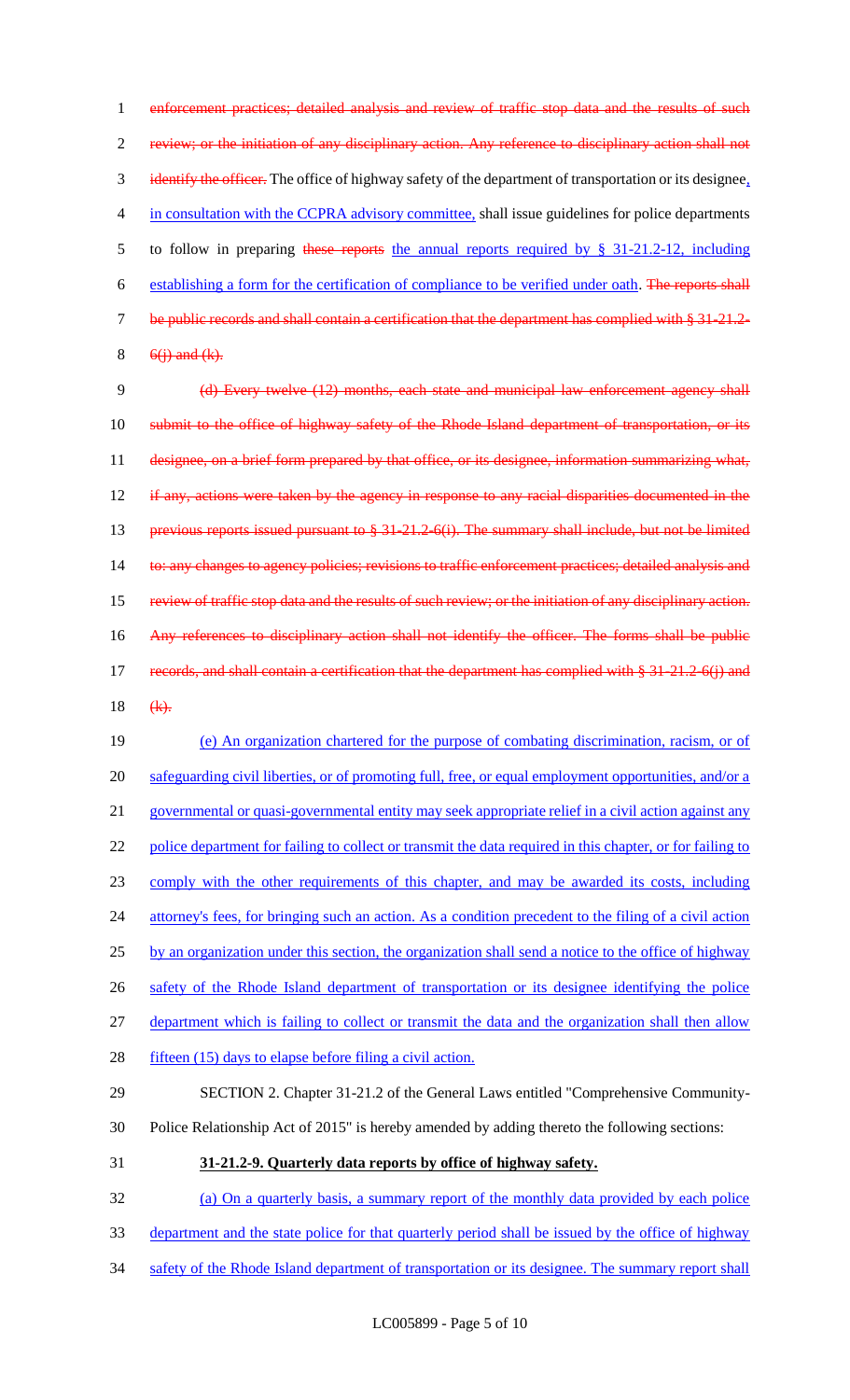~~enforcement practices; detailed analysis and review of traffic stop data and the results of such review; or the initiation of any disciplinary action. Any reference to disciplinary action shall not identify the officer.~~ The office of highway safety of the department of transportation or its designee, in consultation with the CCPRA advisory committee, shall issue guidelines for police departments to follow in preparing ~~these reports~~ the annual reports required by § 31-21.2-12, including establishing a form for the certification of compliance to be verified under oath. ~~The reports shall be public records and shall contain a certification that the department has complied with § 31-21.2-6(j) and (k).~~

~~(d) Every twelve (12) months, each state and municipal law enforcement agency shall submit to the office of highway safety of the Rhode Island department of transportation, or its designee, on a brief form prepared by that office, or its designee, information summarizing what, if any, actions were taken by the agency in response to any racial disparities documented in the previous reports issued pursuant to § 31-21.2-6(i). The summary shall include, but not be limited to: any changes to agency policies; revisions to traffic enforcement practices; detailed analysis and review of traffic stop data and the results of such review; or the initiation of any disciplinary action. Any references to disciplinary action shall not identify the officer. The forms shall be public records, and shall contain a certification that the department has complied with § 31-21.2-6(j) and (k).~~

(e) An organization chartered for the purpose of combating discrimination, racism, or of safeguarding civil liberties, or of promoting full, free, or equal employment opportunities, and/or a governmental or quasi-governmental entity may seek appropriate relief in a civil action against any police department for failing to collect or transmit the data required in this chapter, or for failing to comply with the other requirements of this chapter, and may be awarded its costs, including attorney's fees, for bringing such an action. As a condition precedent to the filing of a civil action by an organization under this section, the organization shall send a notice to the office of highway safety of the Rhode Island department of transportation or its designee identifying the police department which is failing to collect or transmit the data and the organization shall then allow fifteen (15) days to elapse before filing a civil action.

SECTION 2. Chapter 31-21.2 of the General Laws entitled "Comprehensive Community-Police Relationship Act of 2015" is hereby amended by adding thereto the following sections:

**31-21.2-9. Quarterly data reports by office of highway safety.**

(a) On a quarterly basis, a summary report of the monthly data provided by each police department and the state police for that quarterly period shall be issued by the office of highway safety of the Rhode Island department of transportation or its designee. The summary report shall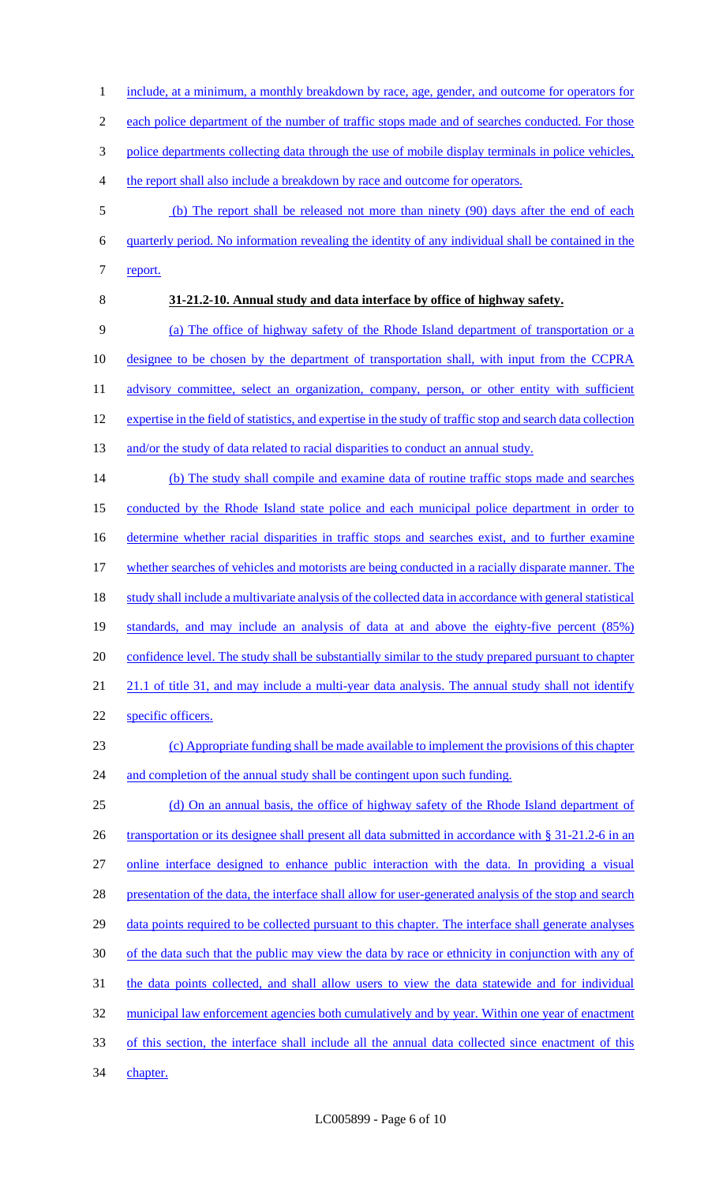include, at a minimum, a monthly breakdown by race, age, gender, and outcome for operators for each police department of the number of traffic stops made and of searches conducted. For those police departments collecting data through the use of mobile display terminals in police vehicles, the report shall also include a breakdown by race and outcome for operators.

(b) The report shall be released not more than ninety (90) days after the end of each quarterly period. No information revealing the identity of any individual shall be contained in the report.

**31-21.2-10. Annual study and data interface by office of highway safety.**

(a) The office of highway safety of the Rhode Island department of transportation or a designee to be chosen by the department of transportation shall, with input from the CCPRA advisory committee, select an organization, company, person, or other entity with sufficient expertise in the field of statistics, and expertise in the study of traffic stop and search data collection and/or the study of data related to racial disparities to conduct an annual study.

(b) The study shall compile and examine data of routine traffic stops made and searches conducted by the Rhode Island state police and each municipal police department in order to determine whether racial disparities in traffic stops and searches exist, and to further examine whether searches of vehicles and motorists are being conducted in a racially disparate manner. The study shall include a multivariate analysis of the collected data in accordance with general statistical standards, and may include an analysis of data at and above the eighty-five percent (85%) confidence level. The study shall be substantially similar to the study prepared pursuant to chapter 21.1 of title 31, and may include a multi-year data analysis. The annual study shall not identify specific officers.

(c) Appropriate funding shall be made available to implement the provisions of this chapter and completion of the annual study shall be contingent upon such funding.

(d) On an annual basis, the office of highway safety of the Rhode Island department of transportation or its designee shall present all data submitted in accordance with § 31-21.2-6 in an online interface designed to enhance public interaction with the data. In providing a visual presentation of the data, the interface shall allow for user-generated analysis of the stop and search data points required to be collected pursuant to this chapter. The interface shall generate analyses of the data such that the public may view the data by race or ethnicity in conjunction with any of the data points collected, and shall allow users to view the data statewide and for individual municipal law enforcement agencies both cumulatively and by year. Within one year of enactment of this section, the interface shall include all the annual data collected since enactment of this chapter.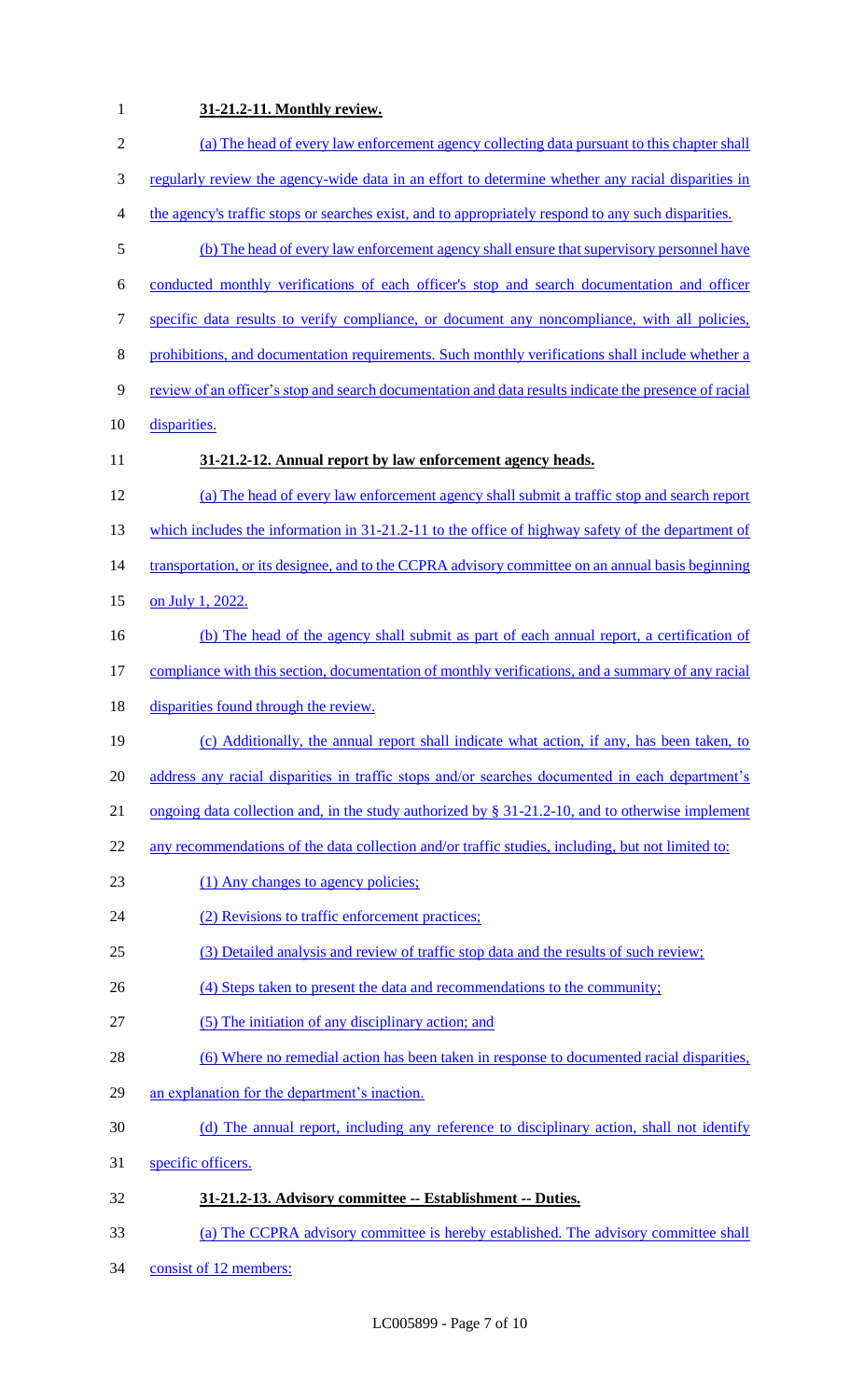**31-21.2-11. Monthly review.**

(a) The head of every law enforcement agency collecting data pursuant to this chapter shall regularly review the agency-wide data in an effort to determine whether any racial disparities in the agency's traffic stops or searches exist, and to appropriately respond to any such disparities.

(b) The head of every law enforcement agency shall ensure that supervisory personnel have conducted monthly verifications of each officer's stop and search documentation and officer specific data results to verify compliance, or document any noncompliance, with all policies, prohibitions, and documentation requirements. Such monthly verifications shall include whether a review of an officer's stop and search documentation and data results indicate the presence of racial disparities.

**31-21.2-12. Annual report by law enforcement agency heads.**

(a) The head of every law enforcement agency shall submit a traffic stop and search report which includes the information in 31-21.2-11 to the office of highway safety of the department of transportation, or its designee, and to the CCPRA advisory committee on an annual basis beginning on July 1, 2022.

(b) The head of the agency shall submit as part of each annual report, a certification of compliance with this section, documentation of monthly verifications, and a summary of any racial disparities found through the review.

(c) Additionally, the annual report shall indicate what action, if any, has been taken, to address any racial disparities in traffic stops and/or searches documented in each department's ongoing data collection and, in the study authorized by § 31-21.2-10, and to otherwise implement any recommendations of the data collection and/or traffic studies, including, but not limited to:

(1) Any changes to agency policies;

(2) Revisions to traffic enforcement practices;

(3) Detailed analysis and review of traffic stop data and the results of such review;

(4) Steps taken to present the data and recommendations to the community;

(5) The initiation of any disciplinary action; and

(6) Where no remedial action has been taken in response to documented racial disparities, an explanation for the department's inaction.

(d) The annual report, including any reference to disciplinary action, shall not identify specific officers.

**31-21.2-13. Advisory committee -- Establishment -- Duties.**

(a) The CCPRA advisory committee is hereby established. The advisory committee shall consist of 12 members: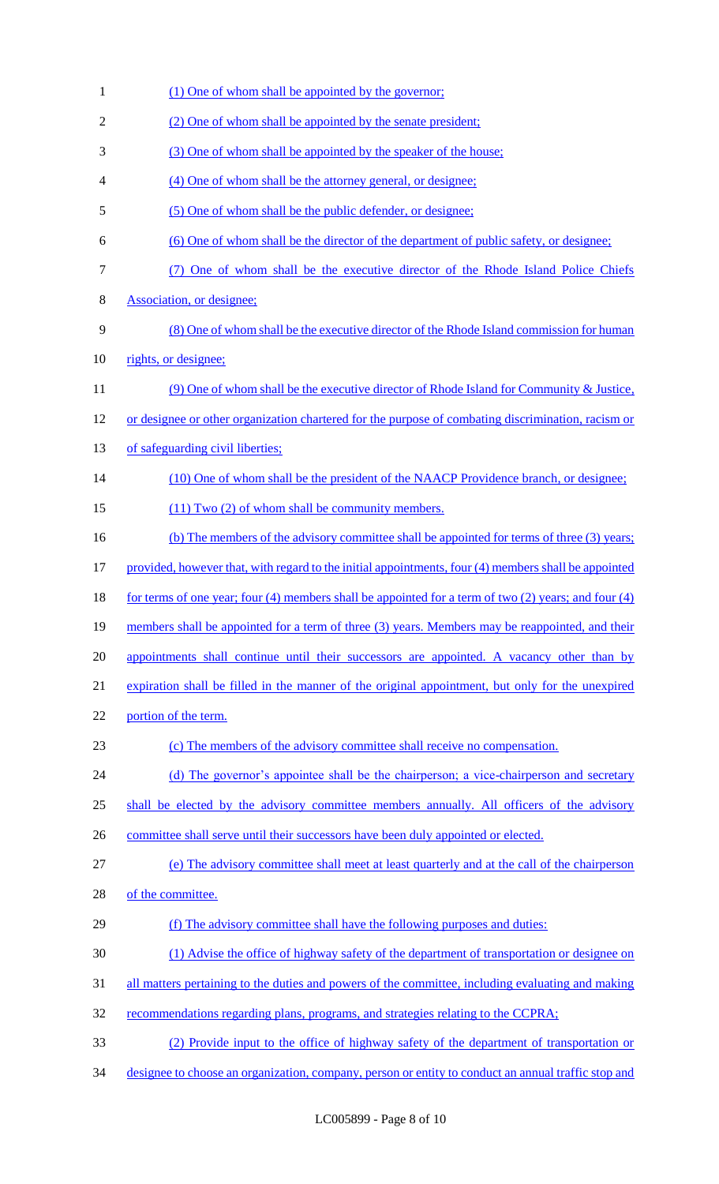(1) One of whom shall be appointed by the governor;

(2) One of whom shall be appointed by the senate president;

(3) One of whom shall be appointed by the speaker of the house;

(4) One of whom shall be the attorney general, or designee;

(5) One of whom shall be the public defender, or designee;

(6) One of whom shall be the director of the department of public safety, or designee;

(7) One of whom shall be the executive director of the Rhode Island Police Chiefs Association, or designee;

(8) One of whom shall be the executive director of the Rhode Island commission for human rights, or designee;

(9) One of whom shall be the executive director of Rhode Island for Community & Justice, or designee or other organization chartered for the purpose of combating discrimination, racism or of safeguarding civil liberties;

(10) One of whom shall be the president of the NAACP Providence branch, or designee;

(11) Two (2) of whom shall be community members.

(b) The members of the advisory committee shall be appointed for terms of three (3) years; provided, however that, with regard to the initial appointments, four (4) members shall be appointed for terms of one year; four (4) members shall be appointed for a term of two (2) years; and four (4) members shall be appointed for a term of three (3) years. Members may be reappointed, and their appointments shall continue until their successors are appointed. A vacancy other than by expiration shall be filled in the manner of the original appointment, but only for the unexpired portion of the term.

(c) The members of the advisory committee shall receive no compensation.

(d) The governor's appointee shall be the chairperson; a vice-chairperson and secretary shall be elected by the advisory committee members annually. All officers of the advisory committee shall serve until their successors have been duly appointed or elected.

(e) The advisory committee shall meet at least quarterly and at the call of the chairperson of the committee.

(f) The advisory committee shall have the following purposes and duties:

(1) Advise the office of highway safety of the department of transportation or designee on all matters pertaining to the duties and powers of the committee, including evaluating and making recommendations regarding plans, programs, and strategies relating to the CCPRA;

(2) Provide input to the office of highway safety of the department of transportation or designee to choose an organization, company, person or entity to conduct an annual traffic stop and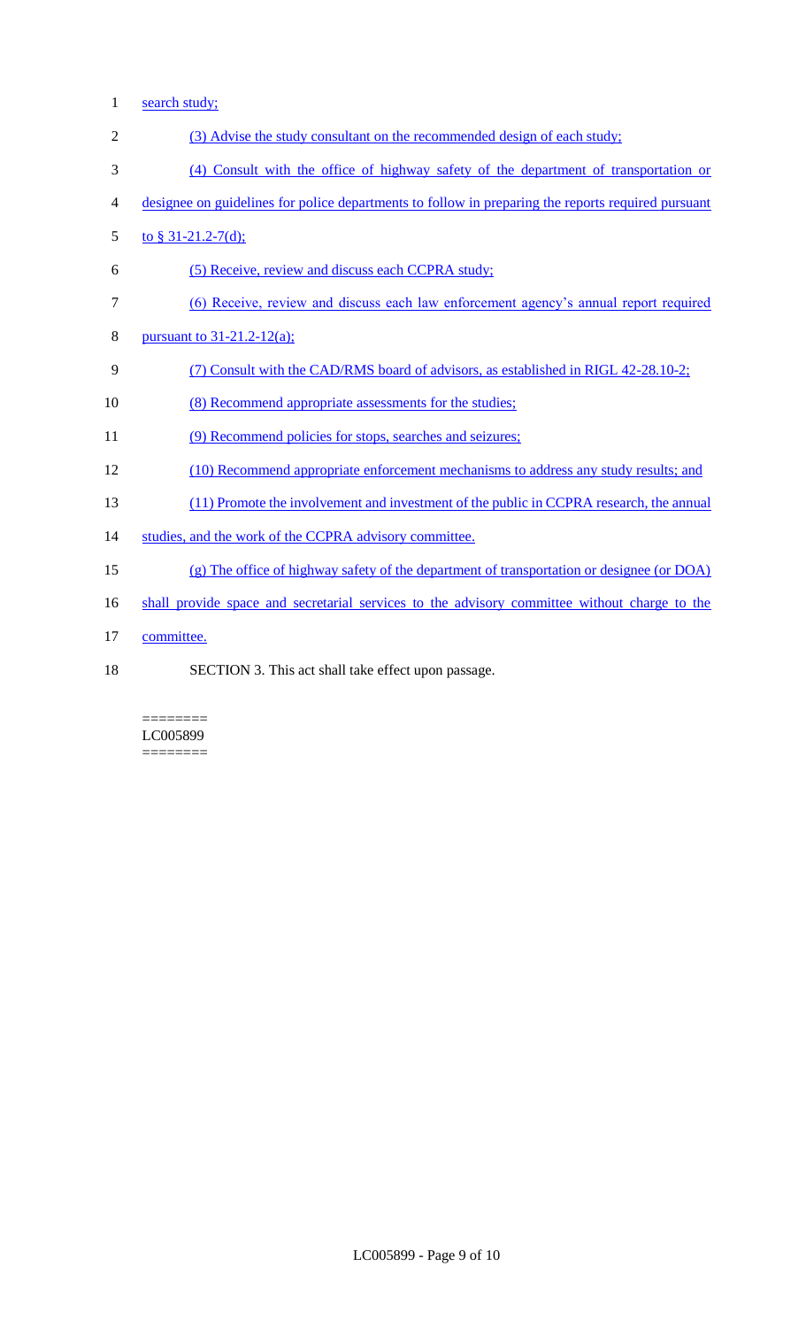search study;

(3) Advise the study consultant on the recommended design of each study;

(4) Consult with the office of highway safety of the department of transportation or designee on guidelines for police departments to follow in preparing the reports required pursuant to § 31-21.2-7(d);

(5) Receive, review and discuss each CCPRA study;

(6) Receive, review and discuss each law enforcement agency's annual report required pursuant to 31-21.2-12(a);

(7) Consult with the CAD/RMS board of advisors, as established in RIGL 42-28.10-2;

(8) Recommend appropriate assessments for the studies;

(9) Recommend policies for stops, searches and seizures;

(10) Recommend appropriate enforcement mechanisms to address any study results; and

(11) Promote the involvement and investment of the public in CCPRA research, the annual studies, and the work of the CCPRA advisory committee.

(g) The office of highway safety of the department of transportation or designee (or DOA) shall provide space and secretarial services to the advisory committee without charge to the committee.

SECTION 3. This act shall take effect upon passage.

========
LC005899
========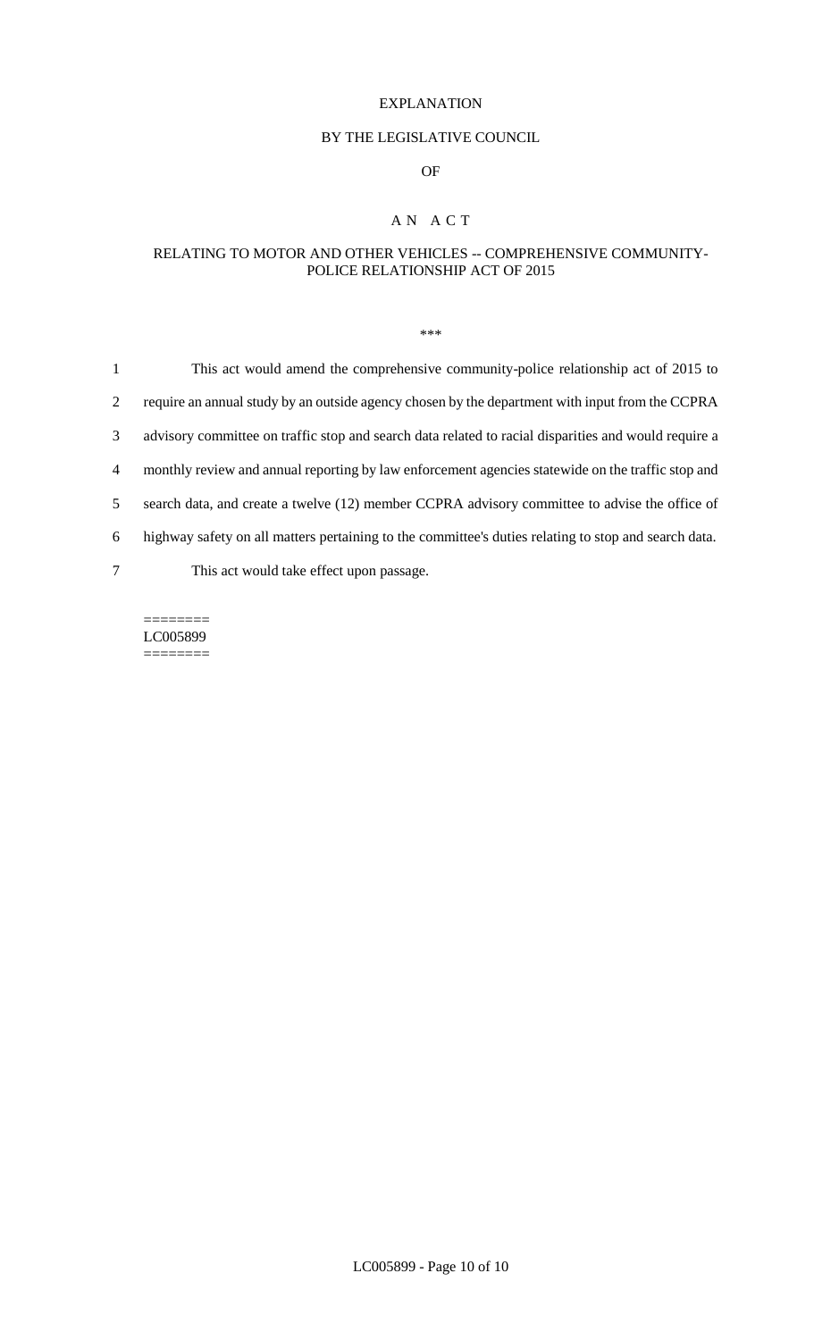EXPLANATION

BY THE LEGISLATIVE COUNCIL

OF

A N A C T

RELATING TO MOTOR AND OTHER VEHICLES -- COMPREHENSIVE COMMUNITY-POLICE RELATIONSHIP ACT OF 2015

\*\*\*

This act would amend the comprehensive community-police relationship act of 2015 to require an annual study by an outside agency chosen by the department with input from the CCPRA advisory committee on traffic stop and search data related to racial disparities and would require a monthly review and annual reporting by law enforcement agencies statewide on the traffic stop and search data, and create a twelve (12) member CCPRA advisory committee to advise the office of highway safety on all matters pertaining to the committee's duties relating to stop and search data.

This act would take effect upon passage.

========
LC005899
========